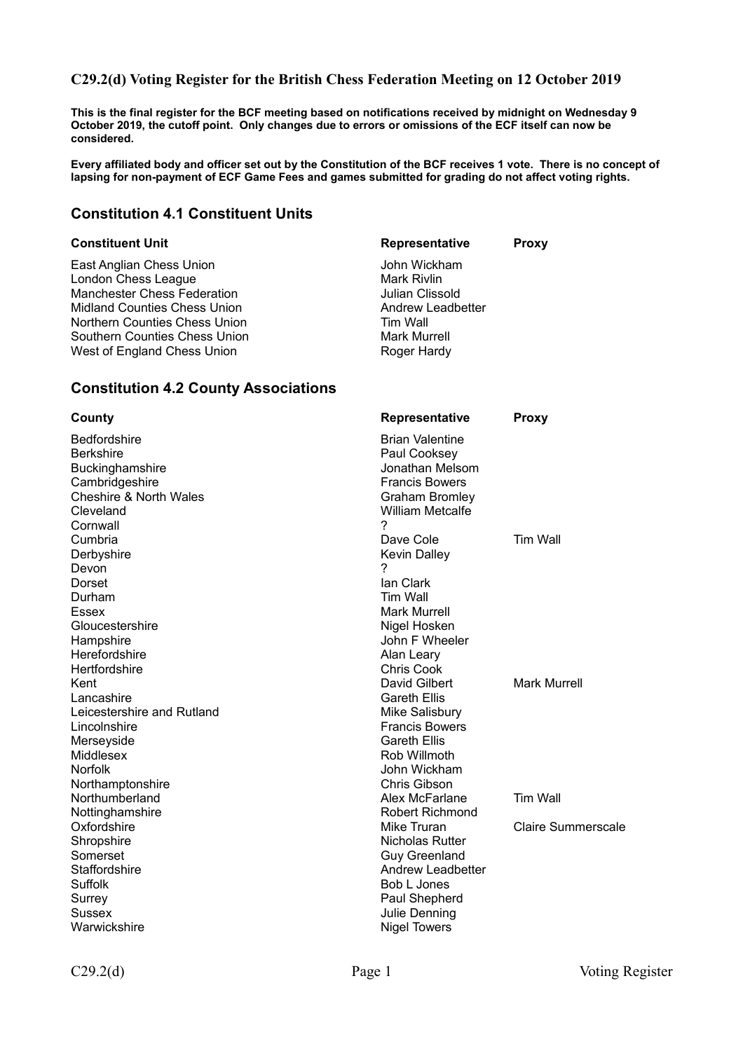## C29.2(d) Voting Register for the British Chess Federation Meeting on 12 October 2019

**This is the final register for the BCF meeting based on notifications received by midnight on Wednesday 9 October 2019, the cutoff point. Only changes due to errors or omissions of the ECF itself can now be considered.**

**Every affiliated body and officer set out by the Constitution of the BCF receives 1 vote. There is no concept of lapsing for non-payment of ECF Game Fees and games submitted for grading do not affect voting rights.**

## Constitution 4.1 Constituent Units

| Constituent Unit | Representative | Proxy |
|---|---|---|
| East Anglian Chess Union | John Wickham | |
| London Chess League | Mark Rivlin | |
| Manchester Chess Federation | Julian Clissold | |
| Midland Counties Chess Union | Andrew Leadbetter | |
| Northern Counties Chess Union | Tim Wall | |
| Southern Counties Chess Union | Mark Murrell | |
| West of England Chess Union | Roger Hardy | |

## Constitution 4.2 County Associations

| County | Representative | Proxy |
|---|---|---|
| Bedfordshire | Brian Valentine | |
| Berkshire | Paul Cooksey | |
| Buckinghamshire | Jonathan Melsom | |
| Cambridgeshire | Francis Bowers | |
| Cheshire & North Wales | Graham Bromley | |
| Cleveland | William Metcalfe | |
| Cornwall | ? | |
| Cumbria | Dave Cole | Tim Wall |
| Derbyshire | Kevin Dalley | |
| Devon | ? | |
| Dorset | Ian Clark | |
| Durham | Tim Wall | |
| Essex | Mark Murrell | |
| Gloucestershire | Nigel Hosken | |
| Hampshire | John F Wheeler | |
| Herefordshire | Alan Leary | |
| Hertfordshire | Chris Cook | |
| Kent | David Gilbert | Mark Murrell |
| Lancashire | Gareth Ellis | |
| Leicestershire and Rutland | Mike Salisbury | |
| Lincolnshire | Francis Bowers | |
| Merseyside | Gareth Ellis | |
| Middlesex | Rob Willmoth | |
| Norfolk | John Wickham | |
| Northamptonshire | Chris Gibson | |
| Northumberland | Alex McFarlane | Tim Wall |
| Nottinghamshire | Robert Richmond | |
| Oxfordshire | Mike Truran | Claire Summerscale |
| Shropshire | Nicholas Rutter | |
| Somerset | Guy Greenland | |
| Staffordshire | Andrew Leadbetter | |
| Suffolk | Bob L Jones | |
| Surrey | Paul Shepherd | |
| Sussex | Julie Denning | |
| Warwickshire | Nigel Towers | |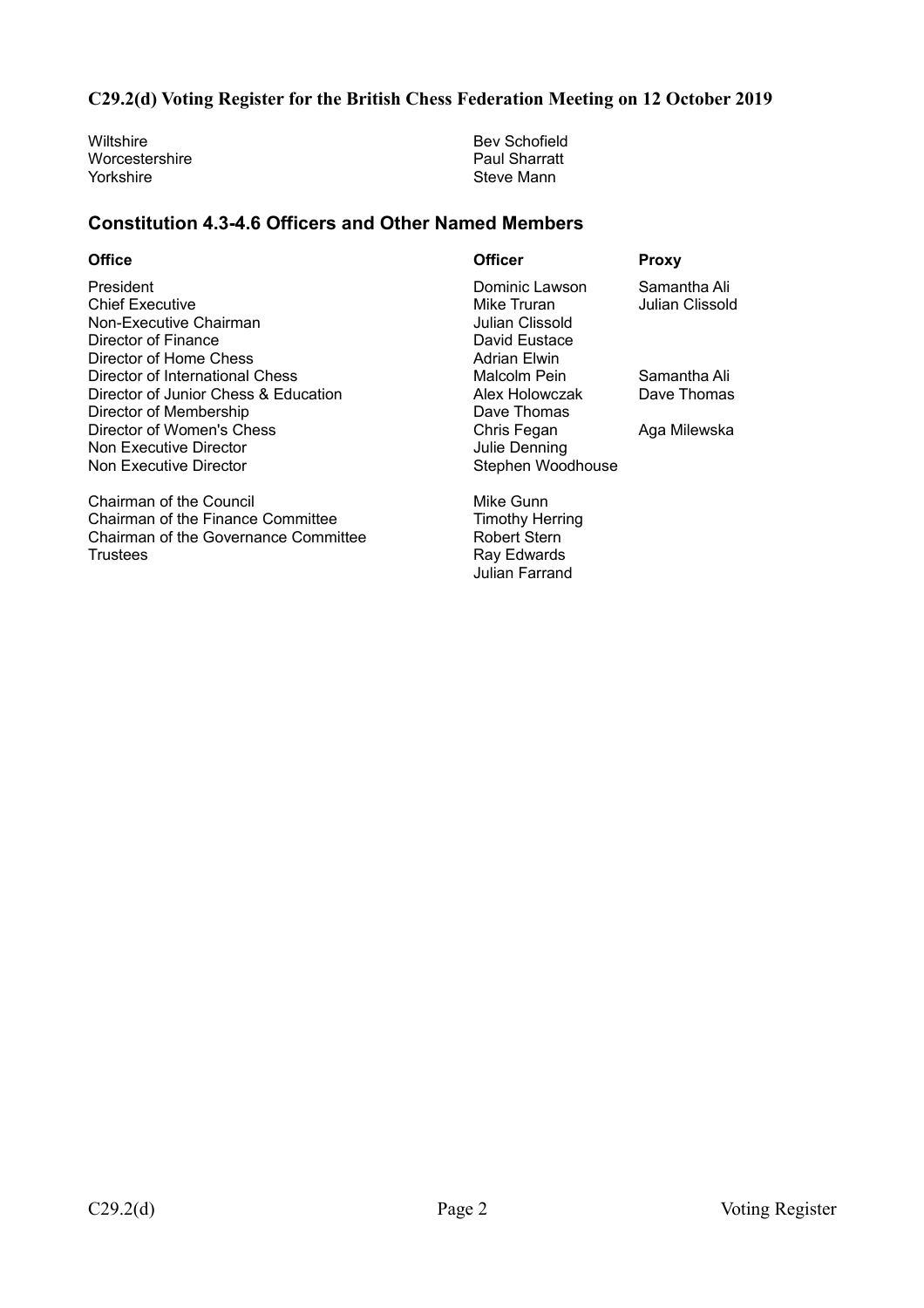## C29.2(d) Voting Register for the British Chess Federation Meeting on 12 October 2019

| | |
|---|---|
| Wiltshire | Bev Schofield |
| Worcestershire | Paul Sharratt |
| Yorkshire | Steve Mann |

## Constitution 4.3-4.6 Officers and Other Named Members

| Office | Officer | Proxy |
|---|---|---|
| President | Dominic Lawson | Samantha Ali |
| Chief Executive | Mike Truran | Julian Clissold |
| Non-Executive Chairman | Julian Clissold | |
| Director of Finance | David Eustace | |
| Director of Home Chess | Adrian Elwin | |
| Director of International Chess | Malcolm Pein | Samantha Ali |
| Director of Junior Chess & Education | Alex Holowczak | Dave Thomas |
| Director of Membership | Dave Thomas | |
| Director of Women's Chess | Chris Fegan | Aga Milewska |
| Non Executive Director | Julie Denning | |
| Non Executive Director | Stephen Woodhouse | |
| Chairman of the Council | Mike Gunn | |
| Chairman of the Finance Committee | Timothy Herring | |
| Chairman of the Governance Committee | Robert Stern | |
| Trustees | Ray Edwards | |
| | Julian Farrand | |